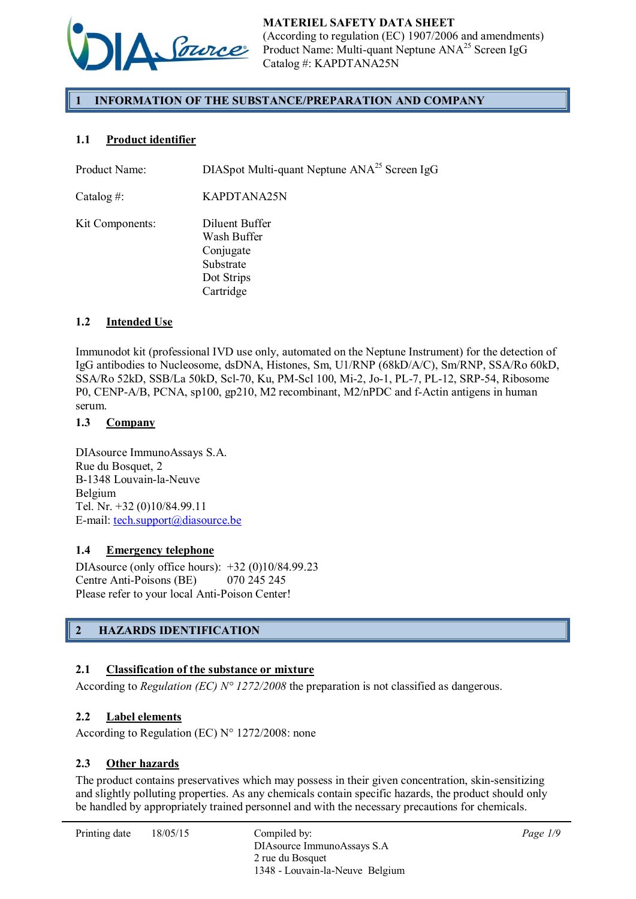**MATERIEL SAFETY DATA SHEET**
(According to regulation (EC) 1907/2006 and amendments)
Product Name: Multi-quant Neptune ANA[25] Screen IgG
Catalog #: KAPDTANA25N

## 1 INFORMATION OF THE SUBSTANCE/PREPARATION AND COMPANY

### 1.1 Product identifier

Product Name: DIASpot Multi-quant Neptune ANA[25] Screen IgG

Catalog #: KAPDTANA25N

Kit Components:
- Diluent Buffer
- Wash Buffer
- Conjugate
- Substrate
- Dot Strips
- Cartridge

### 1.2 Intended Use

Immunodot kit (professional IVD use only, automated on the Neptune Instrument) for the detection of IgG antibodies to Nucleosome, dsDNA, Histones, Sm, U1/RNP (68kD/A/C), Sm/RNP, SSA/Ro 60kD, SSA/Ro 52kD, SSB/La 50kD, Scl-70, Ku, PM-Scl 100, Mi-2, Jo-1, PL-7, PL-12, SRP-54, Ribosome P0, CENP-A/B, PCNA, sp100, gp210, M2 recombinant, M2/nPDC and f-Actin antigens in human serum.

### 1.3 Company

DIAsource ImmunoAssays S.A.
Rue du Bosquet, 2
B-1348 Louvain-la-Neuve
Belgium
Tel. Nr. +32 (0)10/84.99.11
E-mail: tech.support@diasource.be

### 1.4 Emergency telephone

DIAsource (only office hours): +32 (0)10/84.99.23
Centre Anti-Poisons (BE) 070 245 245
Please refer to your local Anti-Poison Center!

## 2 HAZARDS IDENTIFICATION

### 2.1 Classification of the substance or mixture

According to *Regulation (EC) N° 1272/2008* the preparation is not classified as dangerous.

### 2.2 Label elements

According to Regulation (EC) N° 1272/2008: none

### 2.3 Other hazards

The product contains preservatives which may possess in their given concentration, skin-sensitizing and slightly polluting properties. As any chemicals contain specific hazards, the product should only be handled by appropriately trained personnel and with the necessary precautions for chemicals.

Printing date 18/05/15

Compiled by:
DIAsource ImmunoAssays S.A
2 rue du Bosquet
1348 - Louvain-la-Neuve Belgium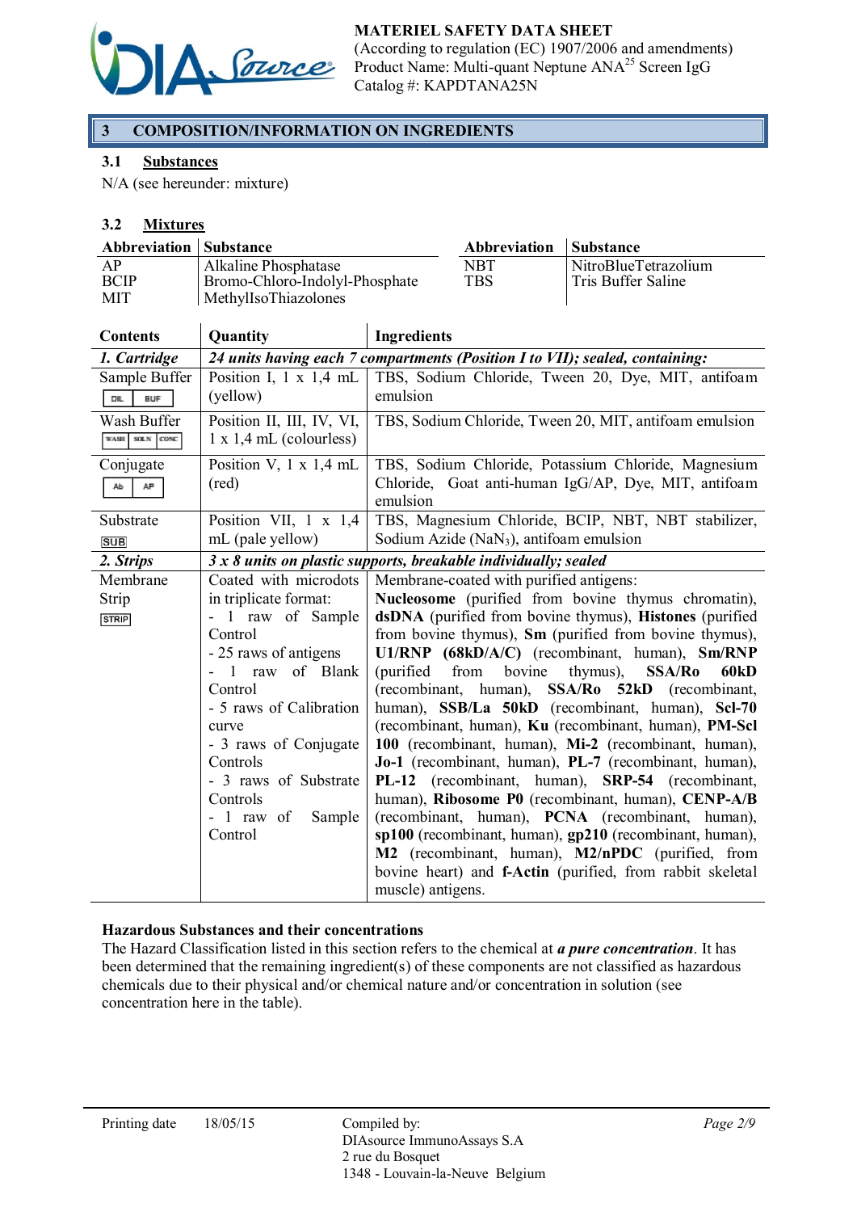## 3 COMPOSITION/INFORMATION ON INGREDIENTS

### 3.1 Substances

N/A (see hereunder: mixture)

### 3.2 Mixtures

| Abbreviation | Substance | Abbreviation | Substance |
|---|---|---|---|
| AP | Alkaline Phosphatase | NBT | NitroBlueTetrazolium |
| BCIP | Bromo-Chloro-Indolyl-Phosphate | TBS | Tris Buffer Saline |
| MIT | MethylIsoThiazolones | | |

| Contents | Quantity | Ingredients |
|---|---|---|
| *1. Cartridge* | *24 units having each 7 compartments (Position I to VII); sealed, containing:* | |
| Sample Buffer DIL BUF | Position I, 1 x 1,4 mL (yellow) | TBS, Sodium Chloride, Tween 20, Dye, MIT, antifoam emulsion |
| Wash Buffer WASH SOLN CONC | Position II, III, IV, VI, 1 x 1,4 mL (colourless) | TBS, Sodium Chloride, Tween 20, MIT, antifoam emulsion |
| Conjugate Ab AP | Position V, 1 x 1,4 mL (red) | TBS, Sodium Chloride, Potassium Chloride, Magnesium Chloride, Goat anti-human IgG/AP, Dye, MIT, antifoam emulsion |
| Substrate SUB | Position VII, 1 x 1,4 mL (pale yellow) | TBS, Magnesium Chloride, BCIP, NBT, NBT stabilizer, Sodium Azide ($NaN_3$), antifoam emulsion |
| *2. Strips* | *3 x 8 units on plastic supports, breakable individually; sealed* | |
| Membrane Strip STRIP | Coated with microdots in triplicate format:<br>- 1 raw of Sample Control<br>- 25 raws of antigens<br>- 1 raw of Blank Control<br>- 5 raws of Calibration curve<br>- 3 raws of Conjugate Controls<br>- 3 raws of Substrate Controls<br>- 1 raw of Sample Control | Membrane-coated with purified antigens:<br>**Nucleosome** (purified from bovine thymus chromatin), **dsDNA** (purified from bovine thymus), **Histones** (purified from bovine thymus), **Sm** (purified from bovine thymus), **U1/RNP (68kD/A/C)** (recombinant, human), **Sm/RNP** (purified from bovine thymus), **SSA/Ro 60kD** (recombinant, human), **SSA/Ro 52kD** (recombinant, human), **SSB/La 50kD** (recombinant, human), **Scl-70** (recombinant, human), **Ku** (recombinant, human), **PM-Scl 100** (recombinant, human), **Mi-2** (recombinant, human), **Jo-1** (recombinant, human), **PL-7** (recombinant, human), **PL-12** (recombinant, human), **SRP-54** (recombinant, human), **Ribosome P0** (recombinant, human), **CENP-A/B** (recombinant, human), **PCNA** (recombinant, human), **sp100** (recombinant, human), **gp210** (recombinant, human), **M2** (recombinant, human), **M2/nPDC** (purified, from bovine heart) and **f-Actin** (purified, from rabbit skeletal muscle) antigens. |

**Hazardous Substances and their concentrations**

The Hazard Classification listed in this section refers to the chemical at ***a pure concentration***. It has been determined that the remaining ingredient(s) of these components are not classified as hazardous chemicals due to their physical and/or chemical nature and/or concentration in solution (see concentration here in the table).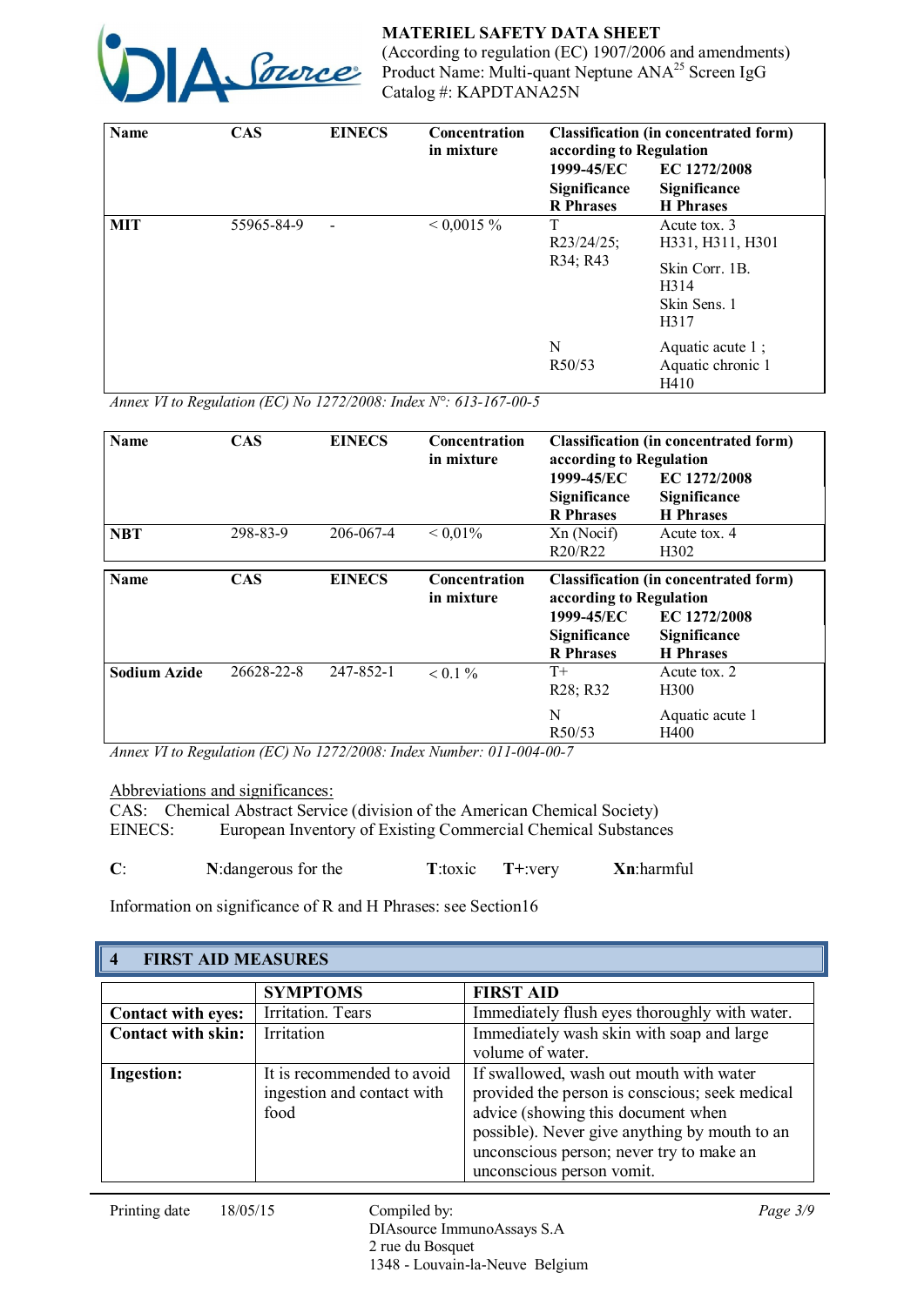| Name | CAS | EINECS | Concentration in mixture | Classification (in concentrated form) according to Regulation 1999-45/EC Significance R Phrases | EC 1272/2008 Significance H Phrases |
|---|---|---|---|---|---|
| **MIT** | 55965-84-9 | - | < 0,0015 % | T R23/24/25; R34; R43 | Acute tox. 3 H331, H311, H301 Skin Corr. 1B. H314 Skin Sens. 1 H317 |
| | | | | N R50/53 | Aquatic acute 1 ; Aquatic chronic 1 H410 |

*Annex VI to Regulation (EC) No 1272/2008: Index N°: 613-167-00-5*

| Name | CAS | EINECS | Concentration in mixture | Classification (in concentrated form) according to Regulation 1999-45/EC Significance R Phrases | EC 1272/2008 Significance H Phrases |
|---|---|---|---|---|---|
| **NBT** | 298-83-9 | 206-067-4 | < 0,01% | Xn (Nocif) R20/R22 | Acute tox. 4 H302 |

| Name | CAS | EINECS | Concentration in mixture | Classification (in concentrated form) according to Regulation 1999-45/EC Significance R Phrases | EC 1272/2008 Significance H Phrases |
|---|---|---|---|---|---|
| **Sodium Azide** | 26628-22-8 | 247-852-1 | < 0.1 % | T+ R28; R32 | Acute tox. 2 H300 |
| | | | | N R50/53 | Aquatic acute 1 H400 |

*Annex VI to Regulation (EC) No 1272/2008: Index Number: 011-004-00-7*

Abbreviations and significances:

CAS: Chemical Abstract Service (division of the American Chemical Society)

EINECS: European Inventory of Existing Commercial Chemical Substances

**C**: **N**:dangerous for the **T**:toxic **T+**:very **Xn**:harmful

Information on significance of R and H Phrases: see Section16

## 4 FIRST AID MEASURES

| | SYMPTOMS | FIRST AID |
|---|---|---|
| **Contact with eyes:** | Irritation. Tears | Immediately flush eyes thoroughly with water. |
| **Contact with skin:** | Irritation | Immediately wash skin with soap and large volume of water. |
| **Ingestion:** | It is recommended to avoid ingestion and contact with food | If swallowed, wash out mouth with water provided the person is conscious; seek medical advice (showing this document when possible). Never give anything by mouth to an unconscious person; never try to make an unconscious person vomit. |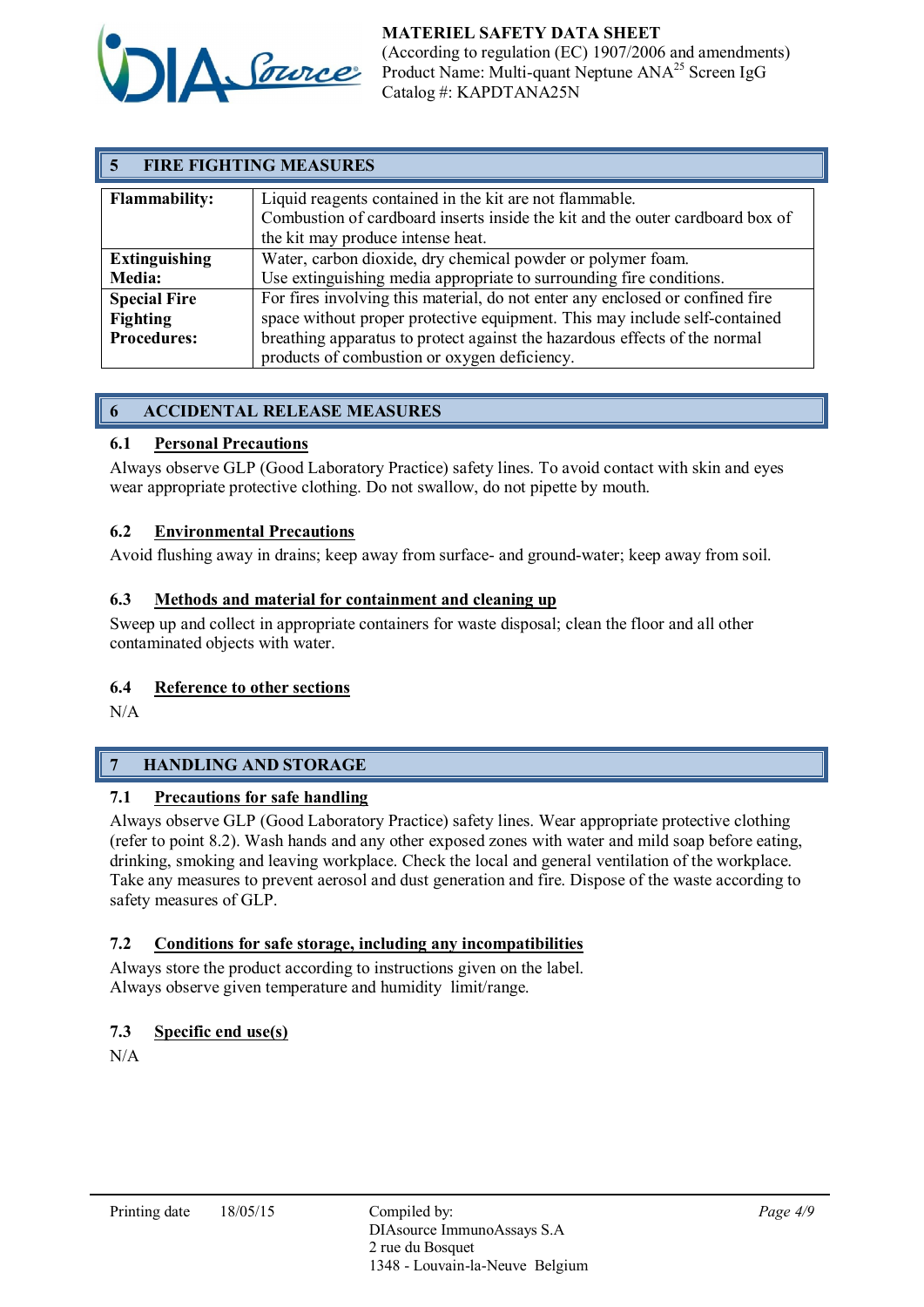## 5 FIRE FIGHTING MEASURES

| | |
|---|---|
| **Flammability:** | Liquid reagents contained in the kit are not flammable. Combustion of cardboard inserts inside the kit and the outer cardboard box of the kit may produce intense heat. |
| **Extinguishing Media:** | Water, carbon dioxide, dry chemical powder or polymer foam. Use extinguishing media appropriate to surrounding fire conditions. |
| **Special Fire Fighting Procedures:** | For fires involving this material, do not enter any enclosed or confined fire space without proper protective equipment. This may include self-contained breathing apparatus to protect against the hazardous effects of the normal products of combustion or oxygen deficiency. |

## 6 ACCIDENTAL RELEASE MEASURES

### 6.1 Personal Precautions

Always observe GLP (Good Laboratory Practice) safety lines. To avoid contact with skin and eyes wear appropriate protective clothing. Do not swallow, do not pipette by mouth.

### 6.2 Environmental Precautions

Avoid flushing away in drains; keep away from surface- and ground-water; keep away from soil.

### 6.3 Methods and material for containment and cleaning up

Sweep up and collect in appropriate containers for waste disposal; clean the floor and all other contaminated objects with water.

### 6.4 Reference to other sections

N/A

## 7 HANDLING AND STORAGE

### 7.1 Precautions for safe handling

Always observe GLP (Good Laboratory Practice) safety lines. Wear appropriate protective clothing (refer to point 8.2). Wash hands and any other exposed zones with water and mild soap before eating, drinking, smoking and leaving workplace. Check the local and general ventilation of the workplace. Take any measures to prevent aerosol and dust generation and fire. Dispose of the waste according to safety measures of GLP.

### 7.2 Conditions for safe storage, including any incompatibilities

Always store the product according to instructions given on the label.
Always observe given temperature and humidity limit/range.

### 7.3 Specific end use(s)

N/A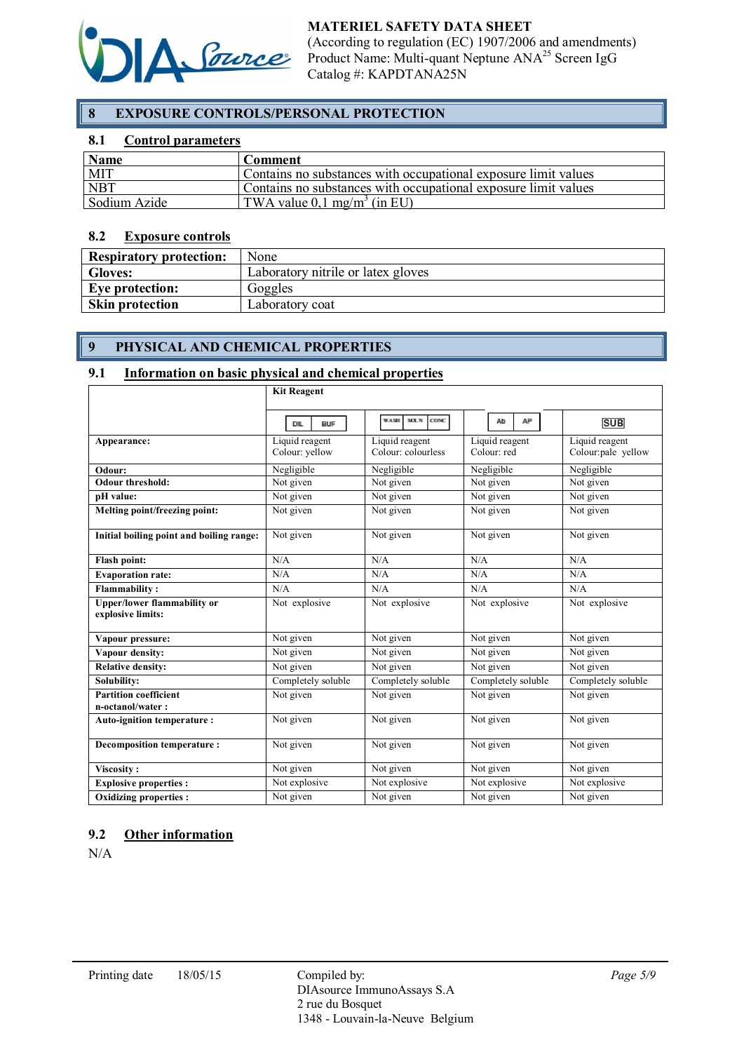## 8 EXPOSURE CONTROLS/PERSONAL PROTECTION

### 8.1 Control parameters

| Name | Comment |
|---|---|
| MIT | Contains no substances with occupational exposure limit values |
| NBT | Contains no substances with occupational exposure limit values |
| Sodium Azide | TWA value 0,1 mg/m$^3$ (in EU) |

### 8.2 Exposure controls

| | |
|---|---|
| **Respiratory protection:** | None |
| **Gloves:** | Laboratory nitrile or latex gloves |
| **Eye protection:** | Goggles |
| **Skin protection** | Laboratory coat |

## 9 PHYSICAL AND CHEMICAL PROPERTIES

### 9.1 Information on basic physical and chemical properties

| | **Kit Reagent** | | | |
|---|---|---|---|---|
| | DIL BUF | WASH SOLN CONC | Ab AP | SUB |
| **Appearance:** | Liquid reagent Colour: yellow | Liquid reagent Colour: colourless | Liquid reagent Colour: red | Liquid reagent Colour:pale yellow |
| **Odour:** | Negligible | Negligible | Negligible | Negligible |
| **Odour threshold:** | Not given | Not given | Not given | Not given |
| **pH value:** | Not given | Not given | Not given | Not given |
| **Melting point/freezing point:** | Not given | Not given | Not given | Not given |
| **Initial boiling point and boiling range:** | Not given | Not given | Not given | Not given |
| **Flash point:** | N/A | N/A | N/A | N/A |
| **Evaporation rate:** | N/A | N/A | N/A | N/A |
| **Flammability :** | N/A | N/A | N/A | N/A |
| **Upper/lower flammability or explosive limits:** | Not explosive | Not explosive | Not explosive | Not explosive |
| **Vapour pressure:** | Not given | Not given | Not given | Not given |
| **Vapour density:** | Not given | Not given | Not given | Not given |
| **Relative density:** | Not given | Not given | Not given | Not given |
| **Solubility:** | Completely soluble | Completely soluble | Completely soluble | Completely soluble |
| **Partition coefficient n-octanol/water :** | Not given | Not given | Not given | Not given |
| **Auto-ignition temperature :** | Not given | Not given | Not given | Not given |
| **Decomposition temperature :** | Not given | Not given | Not given | Not given |
| **Viscosity :** | Not given | Not given | Not given | Not given |
| **Explosive properties :** | Not explosive | Not explosive | Not explosive | Not explosive |
| **Oxidizing properties :** | Not given | Not given | Not given | Not given |

### 9.2 Other information

N/A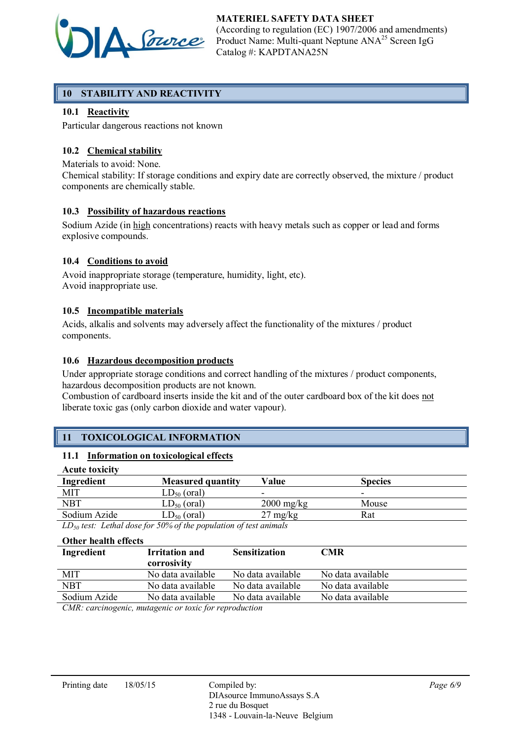## 10 STABILITY AND REACTIVITY

### 10.1 Reactivity

Particular dangerous reactions not known

### 10.2 Chemical stability

Materials to avoid: None.
Chemical stability: If storage conditions and expiry date are correctly observed, the mixture / product components are chemically stable.

### 10.3 Possibility of hazardous reactions

Sodium Azide (in high concentrations) reacts with heavy metals such as copper or lead and forms explosive compounds.

### 10.4 Conditions to avoid

Avoid inappropriate storage (temperature, humidity, light, etc).
Avoid inappropriate use.

### 10.5 Incompatible materials

Acids, alkalis and solvents may adversely affect the functionality of the mixtures / product components.

### 10.6 Hazardous decomposition products

Under appropriate storage conditions and correct handling of the mixtures / product components, hazardous decomposition products are not known.
Combustion of cardboard inserts inside the kit and of the outer cardboard box of the kit does not liberate toxic gas (only carbon dioxide and water vapour).

## 11 TOXICOLOGICAL INFORMATION

### 11.1 Information on toxicological effects

**Acute toxicity**

| Ingredient | Measured quantity | Value | Species |
|---|---|---|---|
| MIT | $LD_{50}$ (oral) | - | - |
| NBT | $LD_{50}$ (oral) | 2000 mg/kg | Mouse |
| Sodium Azide | $LD_{50}$ (oral) | 27 mg/kg | Rat |

*$LD_{50}$ test: Lethal dose for 50% of the population of test animals*

**Other health effects**

| Ingredient | Irritation and corrosivity | Sensitization | CMR |
|---|---|---|---|
| MIT | No data available | No data available | No data available |
| NBT | No data available | No data available | No data available |
| Sodium Azide | No data available | No data available | No data available |

*CMR: carcinogenic, mutagenic or toxic for reproduction*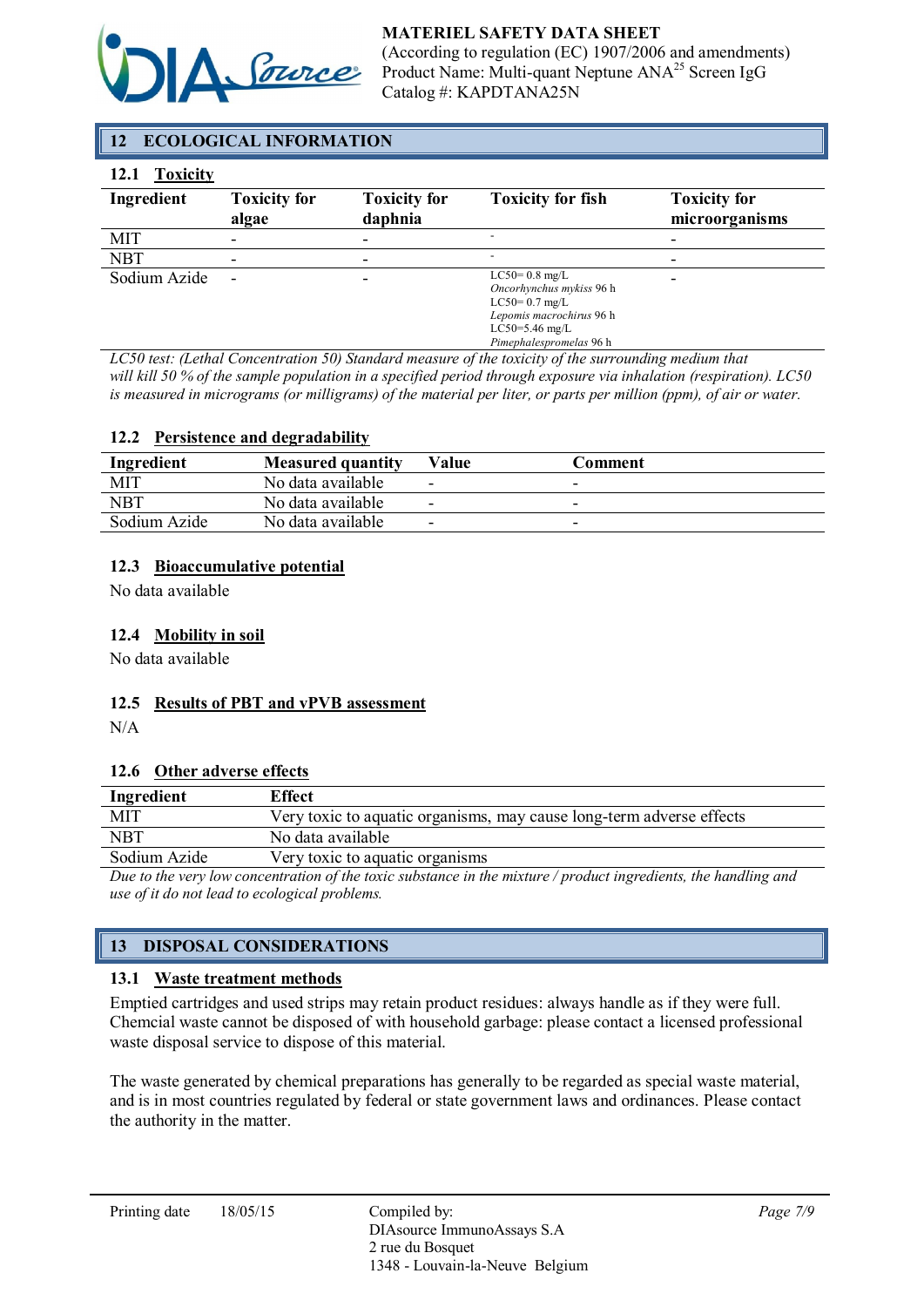## 12 ECOLOGICAL INFORMATION

### 12.1 Toxicity

| Ingredient | Toxicity for algae | Toxicity for daphnia | Toxicity for fish | Toxicity for microorganisms |
|---|---|---|---|---|
| MIT | - | - | - | - |
| NBT | - | - | - | - |
| Sodium Azide | - | - | LC50= 0.8 mg/L *Oncorhynchus mykiss* 96 h LC50= 0.7 mg/L *Lepomis macrochirus* 96 h LC50=5.46 mg/L *Pimephalespromelas* 96 h | - |

*LC50 test: (Lethal Concentration 50) Standard measure of the toxicity of the surrounding medium that will kill 50 % of the sample population in a specified period through exposure via inhalation (respiration). LC50 is measured in micrograms (or milligrams) of the material per liter, or parts per million (ppm), of air or water.*

### 12.2 Persistence and degradability

| Ingredient | Measured quantity | Value | Comment |
|---|---|---|---|
| MIT | No data available | - | - |
| NBT | No data available | - | - |
| Sodium Azide | No data available | - | - |

### 12.3 Bioaccumulative potential

No data available

### 12.4 Mobility in soil

No data available

### 12.5 Results of PBT and vPVB assessment

N/A

### 12.6 Other adverse effects

| Ingredient | Effect |
|---|---|
| MIT | Very toxic to aquatic organisms, may cause long-term adverse effects |
| NBT | No data available |
| Sodium Azide | Very toxic to aquatic organisms |

*Due to the very low concentration of the toxic substance in the mixture / product ingredients, the handling and use of it do not lead to ecological problems.*

## 13 DISPOSAL CONSIDERATIONS

### 13.1 Waste treatment methods

Emptied cartridges and used strips may retain product residues: always handle as if they were full. Chemcial waste cannot be disposed of with household garbage: please contact a licensed professional waste disposal service to dispose of this material.

The waste generated by chemical preparations has generally to be regarded as special waste material, and is in most countries regulated by federal or state government laws and ordinances. Please contact the authority in the matter.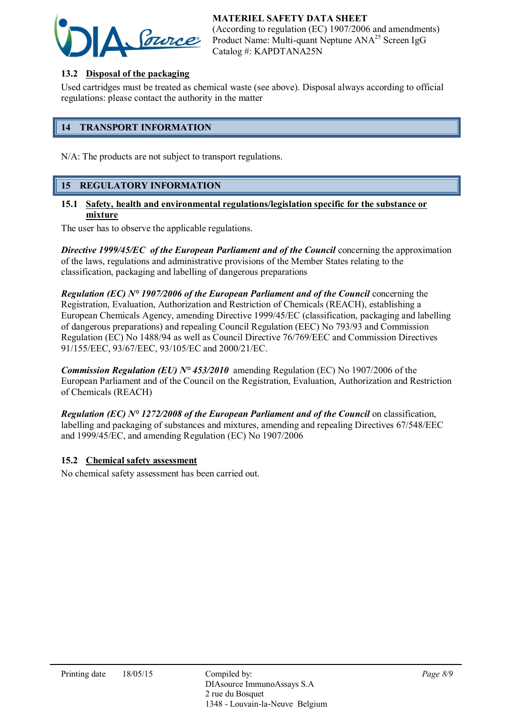### 13.2 Disposal of the packaging

Used cartridges must be treated as chemical waste (see above). Disposal always according to official regulations: please contact the authority in the matter

## 14 TRANSPORT INFORMATION

N/A: The products are not subject to transport regulations.

## 15 REGULATORY INFORMATION

### 15.1 Safety, health and environmental regulations/legislation specific for the substance or mixture

The user has to observe the applicable regulations.

***Directive 1999/45/EC of the European Parliament and of the Council*** concerning the approximation of the laws, regulations and administrative provisions of the Member States relating to the classification, packaging and labelling of dangerous preparations

***Regulation (EC) N° 1907/2006 of the European Parliament and of the Council*** concerning the Registration, Evaluation, Authorization and Restriction of Chemicals (REACH), establishing a European Chemicals Agency, amending Directive 1999/45/EC (classification, packaging and labelling of dangerous preparations) and repealing Council Regulation (EEC) No 793/93 and Commission Regulation (EC) No 1488/94 as well as Council Directive 76/769/EEC and Commission Directives 91/155/EEC, 93/67/EEC, 93/105/EC and 2000/21/EC.

***Commission Regulation (EU) N° 453/2010*** amending Regulation (EC) No 1907/2006 of the European Parliament and of the Council on the Registration, Evaluation, Authorization and Restriction of Chemicals (REACH)

***Regulation (EC) N° 1272/2008 of the European Parliament and of the Council*** on classification, labelling and packaging of substances and mixtures, amending and repealing Directives 67/548/EEC and 1999/45/EC, and amending Regulation (EC) No 1907/2006

### 15.2 Chemical safety assessment

No chemical safety assessment has been carried out.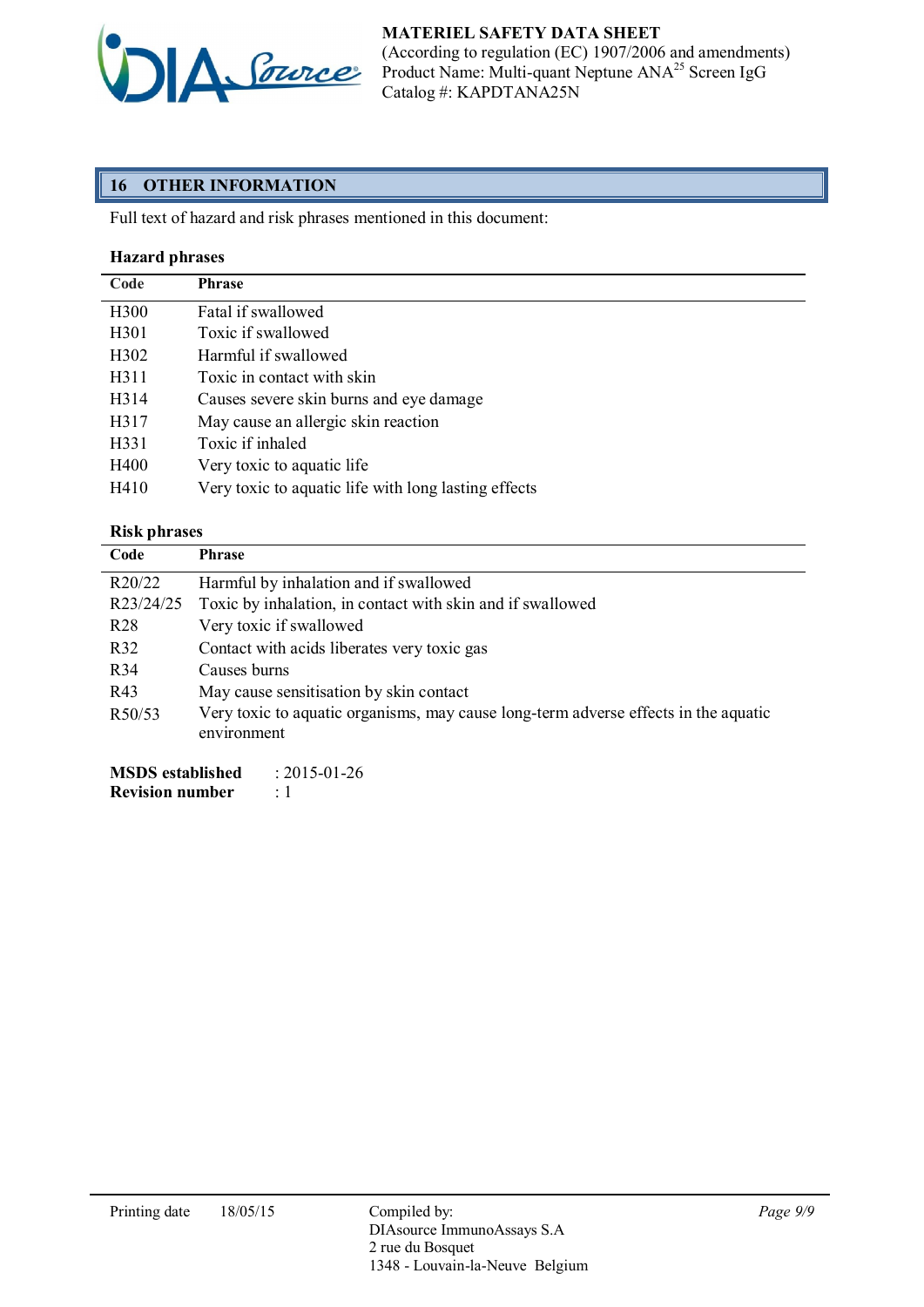## 16 OTHER INFORMATION

Full text of hazard and risk phrases mentioned in this document:

### Hazard phrases

| Code | Phrase |
|---|---|
| H300 | Fatal if swallowed |
| H301 | Toxic if swallowed |
| H302 | Harmful if swallowed |
| H311 | Toxic in contact with skin |
| H314 | Causes severe skin burns and eye damage |
| H317 | May cause an allergic skin reaction |
| H331 | Toxic if inhaled |
| H400 | Very toxic to aquatic life |
| H410 | Very toxic to aquatic life with long lasting effects |

### Risk phrases

| Code | Phrase |
|---|---|
| R20/22 | Harmful by inhalation and if swallowed |
| R23/24/25 | Toxic by inhalation, in contact with skin and if swallowed |
| R28 | Very toxic if swallowed |
| R32 | Contact with acids liberates very toxic gas |
| R34 | Causes burns |
| R43 | May cause sensitisation by skin contact |
| R50/53 | Very toxic to aquatic organisms, may cause long-term adverse effects in the aquatic environment |

**MSDS established** : 2015-01-26
**Revision number** : 1